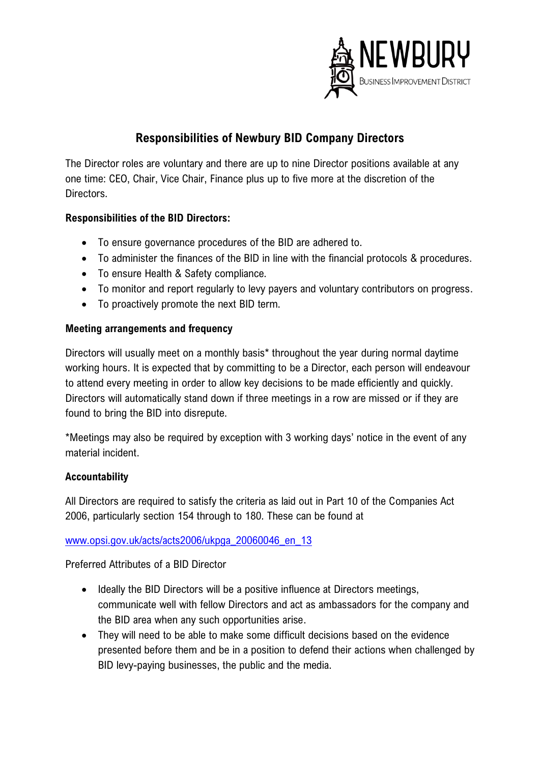NEWBURY
BUSINESS IMPROVEMENT DISTRICT

# Responsibilities of Newbury BID Company Directors

The Director roles are voluntary and there are up to nine Director positions available at any one time: CEO, Chair, Vice Chair, Finance plus up to five more at the discretion of the Directors.

**Responsibilities of the BID Directors:**

- To ensure governance procedures of the BID are adhered to.
- To administer the finances of the BID in line with the financial protocols & procedures.
- To ensure Health & Safety compliance.
- To monitor and report regularly to levy payers and voluntary contributors on progress.
- To proactively promote the next BID term.

**Meeting arrangements and frequency**

Directors will usually meet on a monthly basis* throughout the year during normal daytime working hours. It is expected that by committing to be a Director, each person will endeavour to attend every meeting in order to allow key decisions to be made efficiently and quickly. Directors will automatically stand down if three meetings in a row are missed or if they are found to bring the BID into disrepute.

*Meetings may also be required by exception with 3 working days' notice in the event of any material incident.

**Accountability**

All Directors are required to satisfy the criteria as laid out in Part 10 of the Companies Act 2006, particularly section 154 through to 180. These can be found at

[www.opsi.gov.uk/acts/acts2006/ukpga_20060046_en_13](www.opsi.gov.uk/acts/acts2006/ukpga_20060046_en_13)

Preferred Attributes of a BID Director

- Ideally the BID Directors will be a positive influence at Directors meetings, communicate well with fellow Directors and act as ambassadors for the company and the BID area when any such opportunities arise.
- They will need to be able to make some difficult decisions based on the evidence presented before them and be in a position to defend their actions when challenged by BID levy-paying businesses, the public and the media.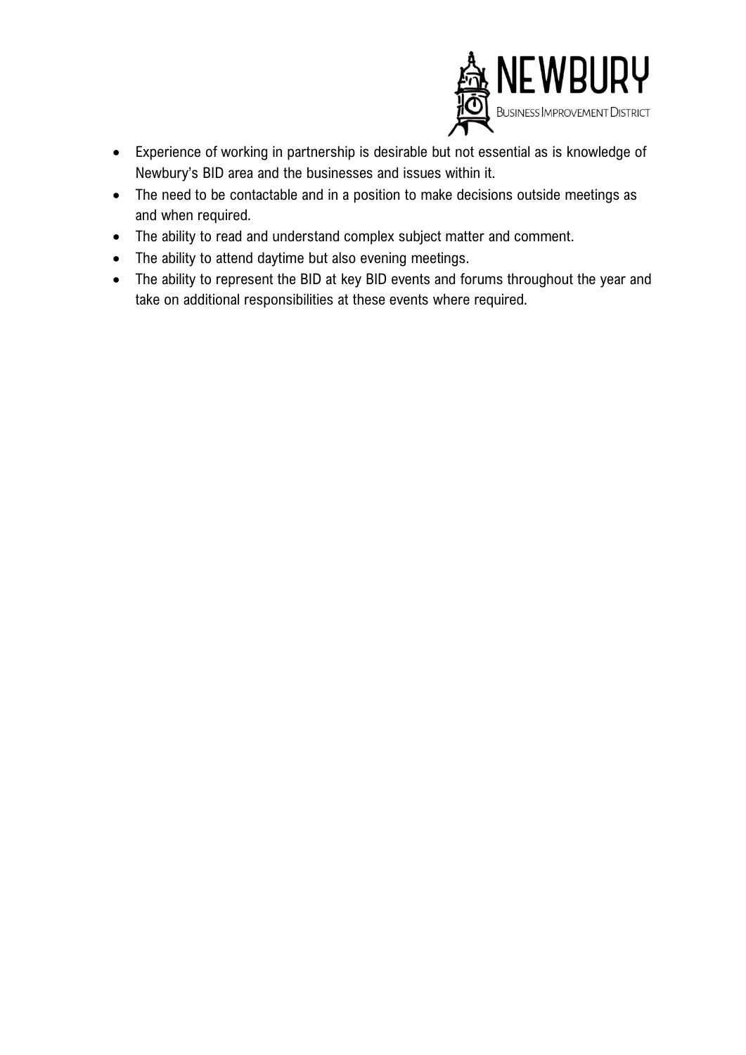- Experience of working in partnership is desirable but not essential as is knowledge of Newbury's BID area and the businesses and issues within it.
- The need to be contactable and in a position to make decisions outside meetings as and when required.
- The ability to read and understand complex subject matter and comment.
- The ability to attend daytime but also evening meetings.
- The ability to represent the BID at key BID events and forums throughout the year and take on additional responsibilities at these events where required.